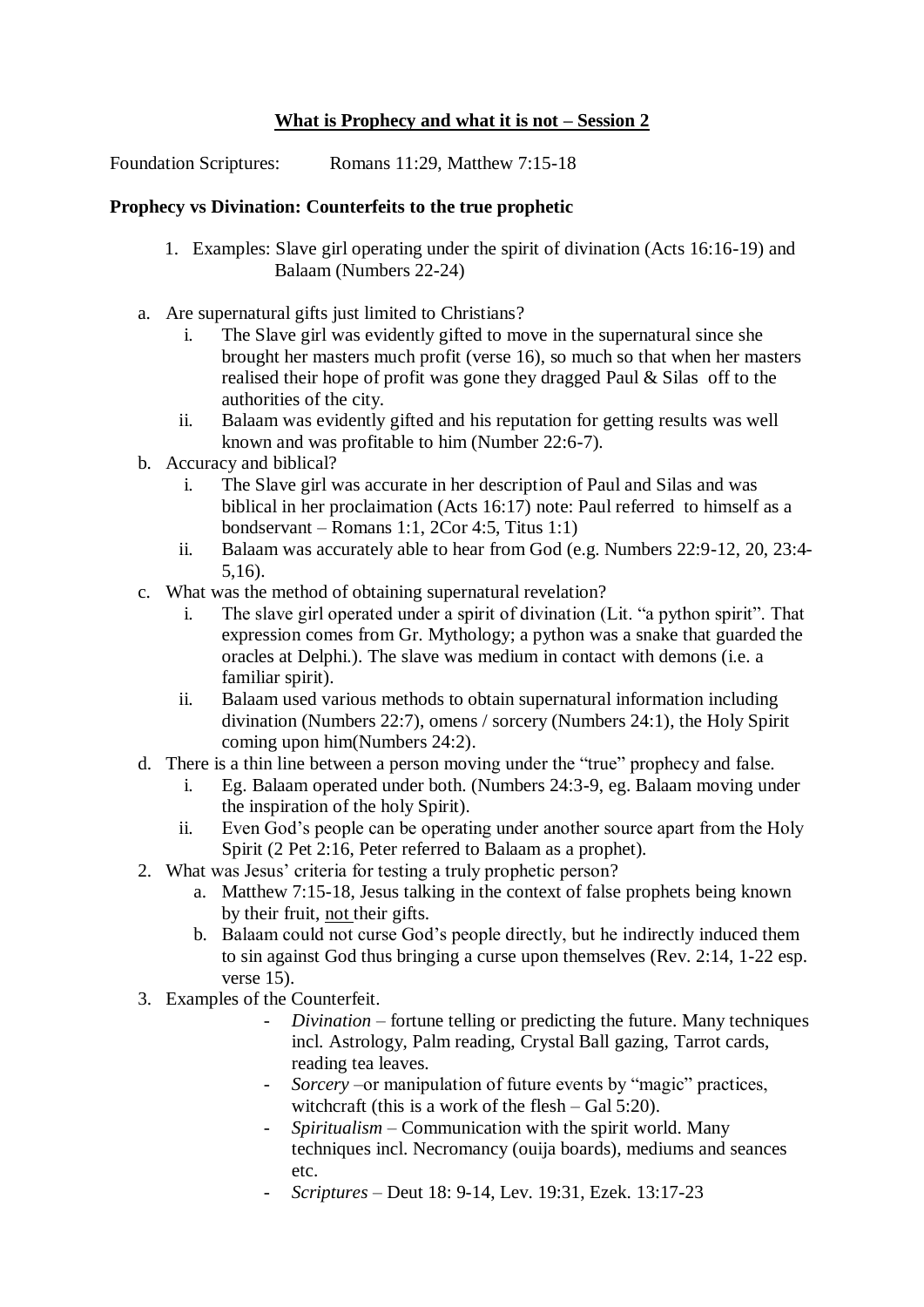**<u>What is Prophecy and what it is not – Session 2</u>**

Foundation Scriptures: Romans 11:29, Matthew 7:15-18

**Prophecy vs Divination: Counterfeits to the true prophetic**

1. Examples: Slave girl operating under the spirit of divination (Acts 16:16-19) and Balaam (Numbers 22-24)

   a. Are supernatural gifts just limited to Christians?
      i. The Slave girl was evidently gifted to move in the supernatural since she brought her masters much profit (verse 16), so much so that when her masters realised their hope of profit was gone they dragged Paul & Silas off to the authorities of the city.
      ii. Balaam was evidently gifted and his reputation for getting results was well known and was profitable to him (Number 22:6-7).

   b. Accuracy and biblical?
      i. The Slave girl was accurate in her description of Paul and Silas and was biblical in her proclaimation (Acts 16:17) note: Paul referred to himself as a bondservant – Romans 1:1, 2Cor 4:5, Titus 1:1)
      ii. Balaam was accurately able to hear from God (e.g. Numbers 22:9-12, 20, 23:4-5,16).

   c. What was the method of obtaining supernatural revelation?
      i. The slave girl operated under a spirit of divination (Lit. "a python spirit". That expression comes from Gr. Mythology; a python was a snake that guarded the oracles at Delphi.). The slave was medium in contact with demons (i.e. a familiar spirit).
      ii. Balaam used various methods to obtain supernatural information including divination (Numbers 22:7), omens / sorcery (Numbers 24:1), the Holy Spirit coming upon him(Numbers 24:2).

   d. There is a thin line between a person moving under the "true" prophecy and false.
      i. Eg. Balaam operated under both. (Numbers 24:3-9, eg. Balaam moving under the inspiration of the holy Spirit).
      ii. Even God's people can be operating under another source apart from the Holy Spirit (2 Pet 2:16, Peter referred to Balaam as a prophet).

2. What was Jesus' criteria for testing a truly prophetic person?
   a. Matthew 7:15-18, Jesus talking in the context of false prophets being known by their fruit, <u>not</u> their gifts.
   b. Balaam could not curse God's people directly, but he indirectly induced them to sin against God thus bringing a curse upon themselves (Rev. 2:14, 1-22 esp. verse 15).

3. Examples of the Counterfeit.
   - *Divination* – fortune telling or predicting the future. Many techniques incl. Astrology, Palm reading, Crystal Ball gazing, Tarrot cards, reading tea leaves.
   - *Sorcery* –or manipulation of future events by "magic" practices, witchcraft (this is a work of the flesh – Gal 5:20).
   - *Spiritualism* – Communication with the spirit world. Many techniques incl. Necromancy (ouija boards), mediums and seances etc.
   - *Scriptures* – Deut 18: 9-14, Lev. 19:31, Ezek. 13:17-23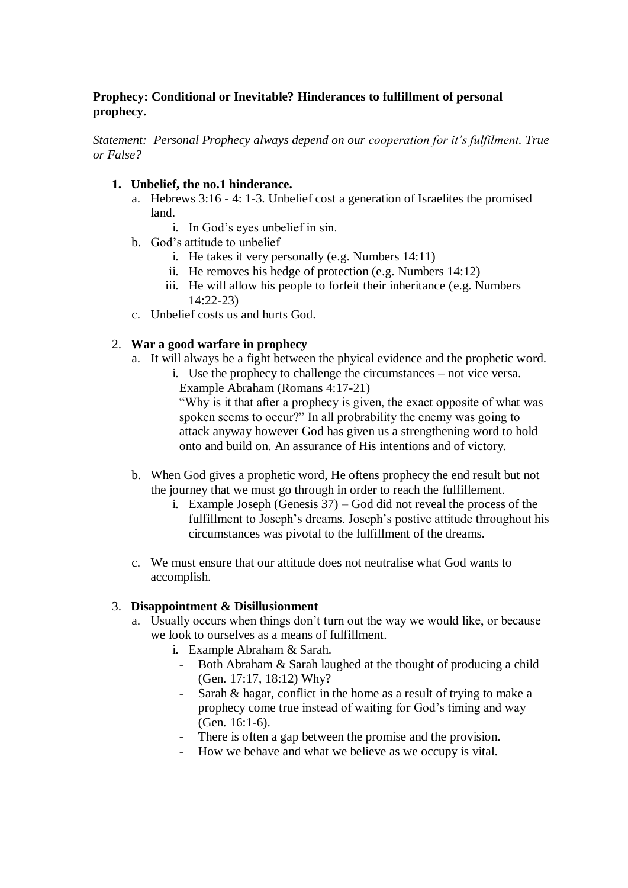**Prophecy: Conditional or Inevitable? Hinderances to fulfillment of personal prophecy.**

*Statement: Personal Prophecy always depend on our cooperation for it's fulfilment. True or False?*

1. **Unbelief, the no.1 hinderance.**
   a. Hebrews 3:16 - 4: 1-3. Unbelief cost a generation of Israelites the promised land.
      i. In God's eyes unbelief in sin.
   b. God's attitude to unbelief
      i. He takes it very personally (e.g. Numbers 14:11)
      ii. He removes his hedge of protection (e.g. Numbers 14:12)
      iii. He will allow his people to forfeit their inheritance (e.g. Numbers 14:22-23)
   c. Unbelief costs us and hurts God.

2. **War a good warfare in prophecy**
   a. It will always be a fight between the phyical evidence and the prophetic word.
      i. Use the prophecy to challenge the circumstances – not vice versa. Example Abraham (Romans 4:17-21)
      "Why is it that after a prophecy is given, the exact opposite of what was spoken seems to occur?" In all probrability the enemy was going to attack anyway however God has given us a strengthening word to hold onto and build on. An assurance of His intentions and of victory.

   b. When God gives a prophetic word, He oftens prophecy the end result but not the journey that we must go through in order to reach the fulfillement.
      i. Example Joseph (Genesis 37) – God did not reveal the process of the fulfillment to Joseph's dreams. Joseph's postive attitude throughout his circumstances was pivotal to the fulfillment of the dreams.

   c. We must ensure that our attitude does not neutralise what God wants to accomplish.

3. **Disappointment & Disillusionment**
   a. Usually occurs when things don't turn out the way we would like, or because we look to ourselves as a means of fulfillment.
      i. Example Abraham & Sarah.
         - Both Abraham & Sarah laughed at the thought of producing a child (Gen. 17:17, 18:12) Why?
         - Sarah & hagar, conflict in the home as a result of trying to make a prophecy come true instead of waiting for God's timing and way (Gen. 16:1-6).
         - There is often a gap between the promise and the provision.
         - How we behave and what we believe as we occupy is vital.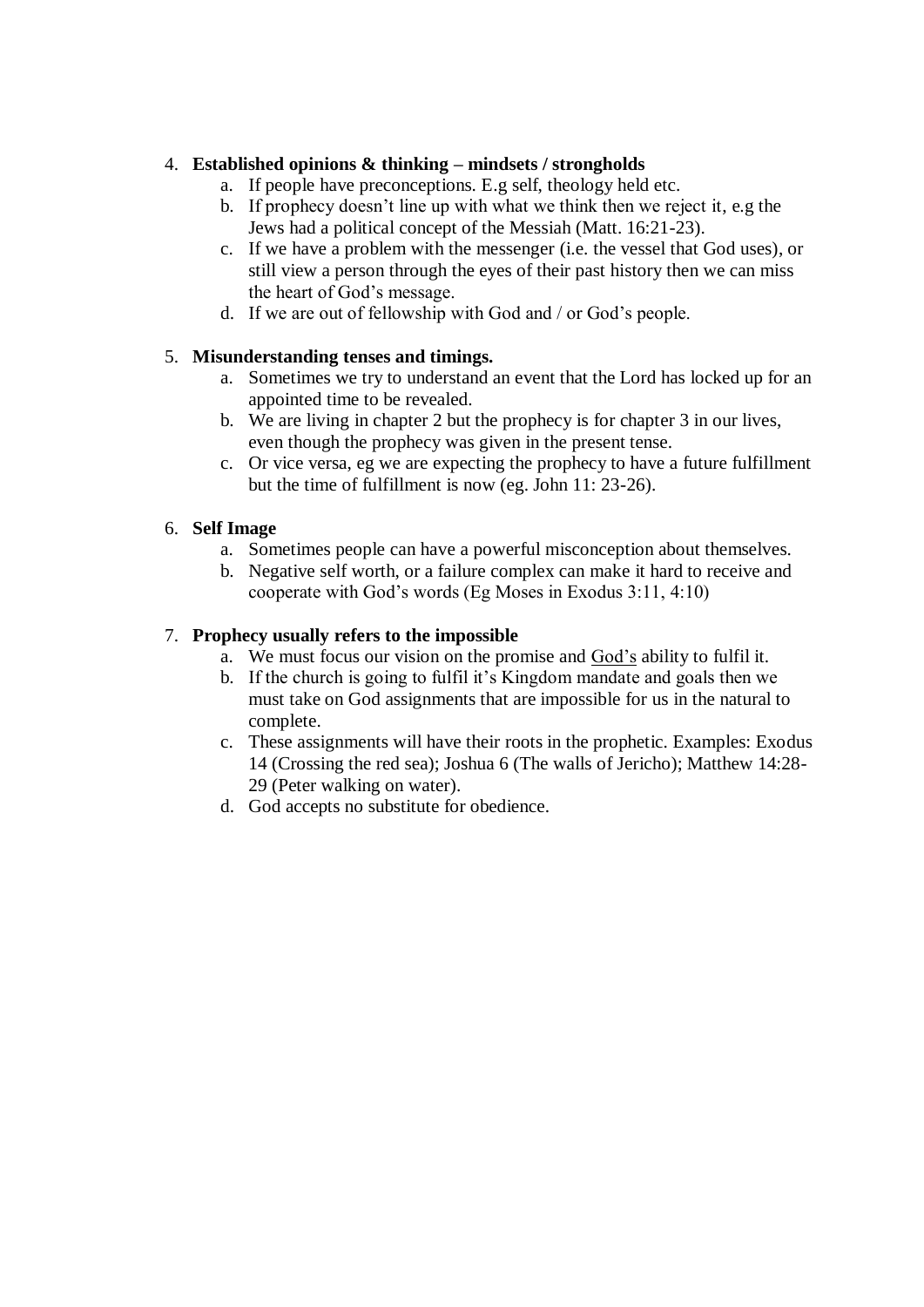4. **Established opinions & thinking – mindsets / strongholds**
    a. If people have preconceptions. E.g self, theology held etc.
    b. If prophecy doesn't line up with what we think then we reject it, e.g the Jews had a political concept of the Messiah (Matt. 16:21-23).
    c. If we have a problem with the messenger (i.e. the vessel that God uses), or still view a person through the eyes of their past history then we can miss the heart of God's message.
    d. If we are out of fellowship with God and / or God's people.

5. **Misunderstanding tenses and timings.**
    a. Sometimes we try to understand an event that the Lord has locked up for an appointed time to be revealed.
    b. We are living in chapter 2 but the prophecy is for chapter 3 in our lives, even though the prophecy was given in the present tense.
    c. Or vice versa, eg we are expecting the prophecy to have a future fulfillment but the time of fulfillment is now (eg. John 11: 23-26).

6. **Self Image**
    a. Sometimes people can have a powerful misconception about themselves.
    b. Negative self worth, or a failure complex can make it hard to receive and cooperate with God's words (Eg Moses in Exodus 3:11, 4:10)

7. **Prophecy usually refers to the impossible**
    a. We must focus our vision on the promise and <u>God's</u> ability to fulfil it.
    b. If the church is going to fulfil it's Kingdom mandate and goals then we must take on God assignments that are impossible for us in the natural to complete.
    c. These assignments will have their roots in the prophetic. Examples: Exodus 14 (Crossing the red sea); Joshua 6 (The walls of Jericho); Matthew 14:28-29 (Peter walking on water).
    d. God accepts no substitute for obedience.